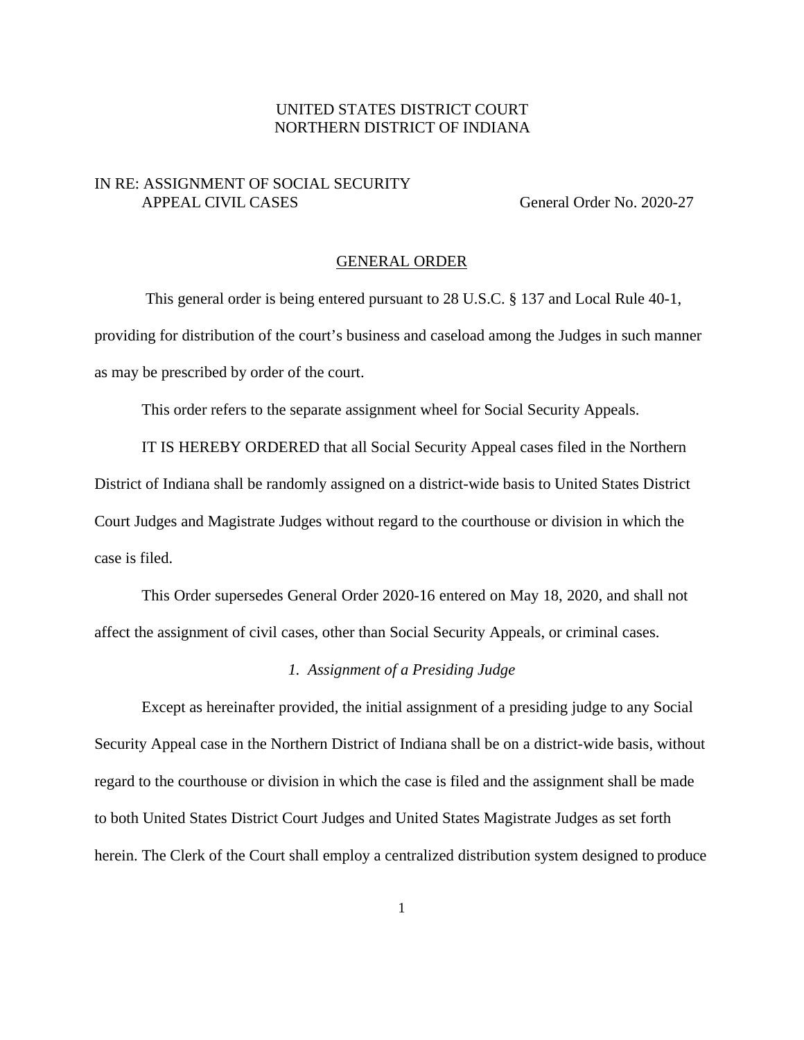UNITED STATES DISTRICT COURT
NORTHERN DISTRICT OF INDIANA

IN RE: ASSIGNMENT OF SOCIAL SECURITY APPEAL CIVIL CASES

General Order No. 2020-27

## GENERAL ORDER

This general order is being entered pursuant to 28 U.S.C. § 137 and Local Rule 40-1, providing for distribution of the court's business and caseload among the Judges in such manner as may be prescribed by order of the court.

This order refers to the separate assignment wheel for Social Security Appeals.

IT IS HEREBY ORDERED that all Social Security Appeal cases filed in the Northern District of Indiana shall be randomly assigned on a district-wide basis to United States District Court Judges and Magistrate Judges without regard to the courthouse or division in which the case is filed.

This Order supersedes General Order 2020-16 entered on May 18, 2020, and shall not affect the assignment of civil cases, other than Social Security Appeals, or criminal cases.

### *1. Assignment of a Presiding Judge*

Except as hereinafter provided, the initial assignment of a presiding judge to any Social Security Appeal case in the Northern District of Indiana shall be on a district-wide basis, without regard to the courthouse or division in which the case is filed and the assignment shall be made to both United States District Court Judges and United States Magistrate Judges as set forth herein. The Clerk of the Court shall employ a centralized distribution system designed to produce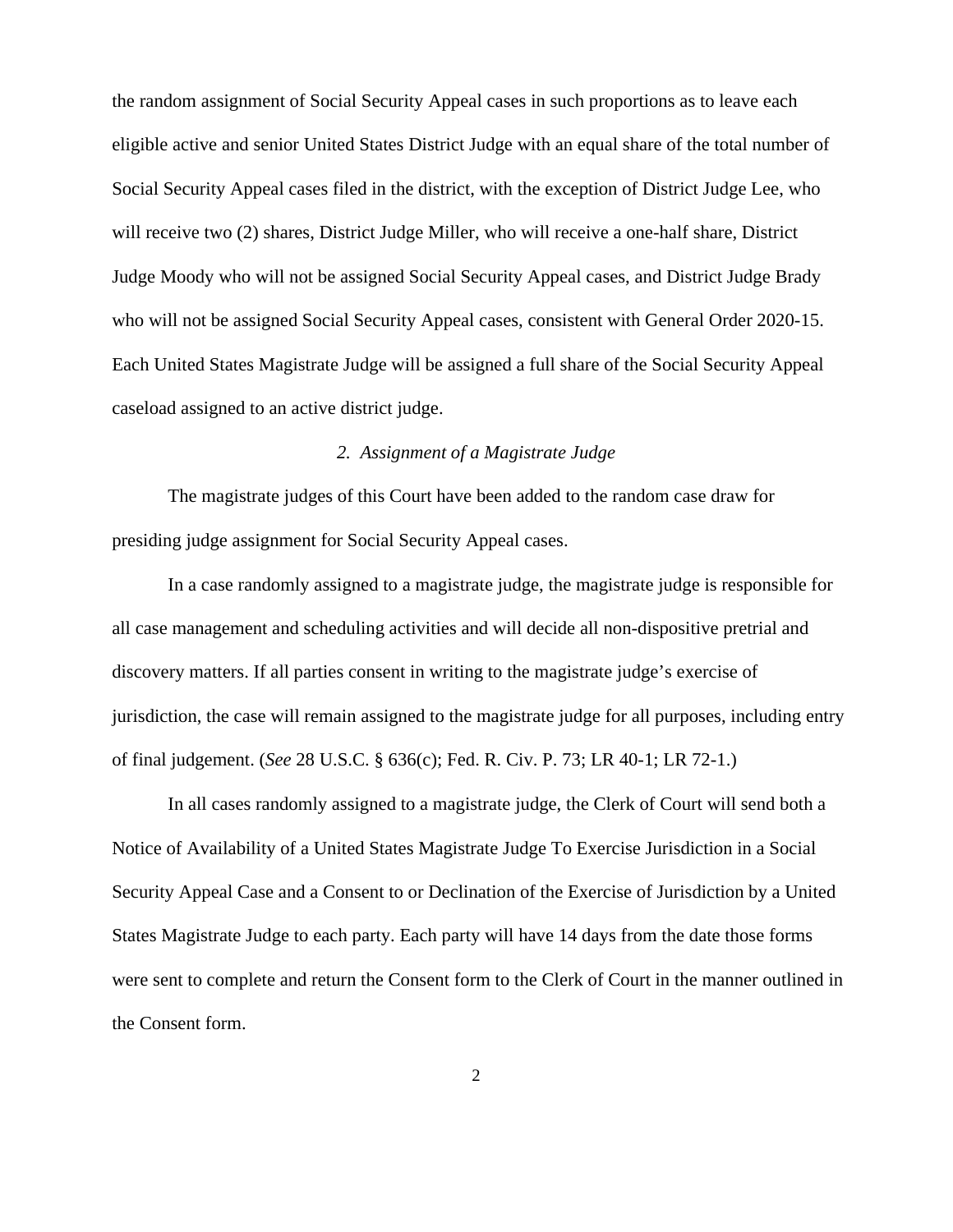the random assignment of Social Security Appeal cases in such proportions as to leave each eligible active and senior United States District Judge with an equal share of the total number of Social Security Appeal cases filed in the district, with the exception of District Judge Lee, who will receive two (2) shares, District Judge Miller, who will receive a one-half share, District Judge Moody who will not be assigned Social Security Appeal cases, and District Judge Brady who will not be assigned Social Security Appeal cases, consistent with General Order 2020-15. Each United States Magistrate Judge will be assigned a full share of the Social Security Appeal caseload assigned to an active district judge.

*2. Assignment of a Magistrate Judge*

The magistrate judges of this Court have been added to the random case draw for presiding judge assignment for Social Security Appeal cases.

In a case randomly assigned to a magistrate judge, the magistrate judge is responsible for all case management and scheduling activities and will decide all non-dispositive pretrial and discovery matters. If all parties consent in writing to the magistrate judge's exercise of jurisdiction, the case will remain assigned to the magistrate judge for all purposes, including entry of final judgement. (*See* 28 U.S.C. § 636(c); Fed. R. Civ. P. 73; LR 40-1; LR 72-1.)

In all cases randomly assigned to a magistrate judge, the Clerk of Court will send both a Notice of Availability of a United States Magistrate Judge To Exercise Jurisdiction in a Social Security Appeal Case and a Consent to or Declination of the Exercise of Jurisdiction by a United States Magistrate Judge to each party. Each party will have 14 days from the date those forms were sent to complete and return the Consent form to the Clerk of Court in the manner outlined in the Consent form.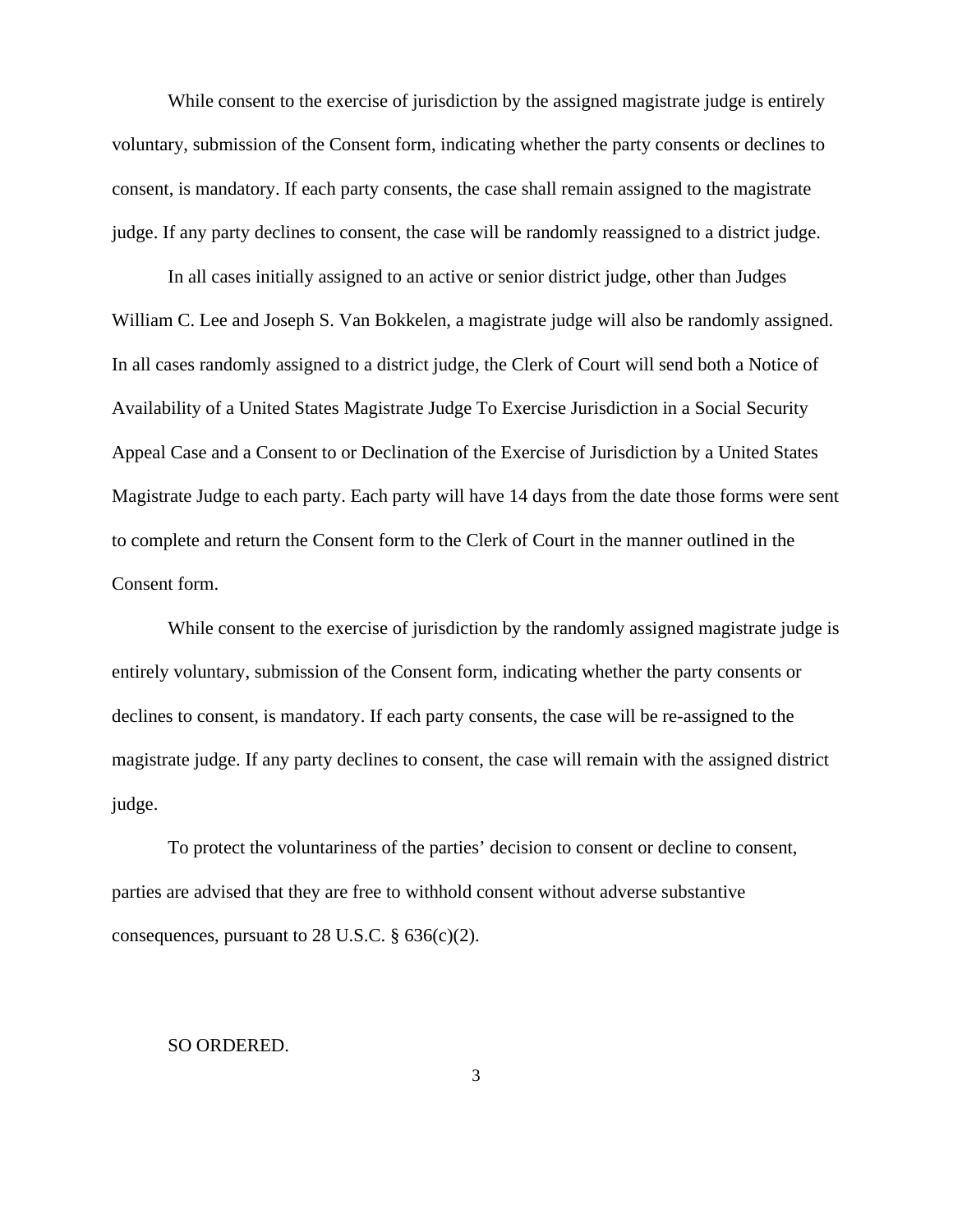While consent to the exercise of jurisdiction by the assigned magistrate judge is entirely voluntary, submission of the Consent form, indicating whether the party consents or declines to consent, is mandatory. If each party consents, the case shall remain assigned to the magistrate judge. If any party declines to consent, the case will be randomly reassigned to a district judge.

In all cases initially assigned to an active or senior district judge, other than Judges William C. Lee and Joseph S. Van Bokkelen, a magistrate judge will also be randomly assigned. In all cases randomly assigned to a district judge, the Clerk of Court will send both a Notice of Availability of a United States Magistrate Judge To Exercise Jurisdiction in a Social Security Appeal Case and a Consent to or Declination of the Exercise of Jurisdiction by a United States Magistrate Judge to each party. Each party will have 14 days from the date those forms were sent to complete and return the Consent form to the Clerk of Court in the manner outlined in the Consent form.

While consent to the exercise of jurisdiction by the randomly assigned magistrate judge is entirely voluntary, submission of the Consent form, indicating whether the party consents or declines to consent, is mandatory. If each party consents, the case will be re-assigned to the magistrate judge. If any party declines to consent, the case will remain with the assigned district judge.

To protect the voluntariness of the parties' decision to consent or decline to consent, parties are advised that they are free to withhold consent without adverse substantive consequences, pursuant to 28 U.S.C. § 636(c)(2).

SO ORDERED.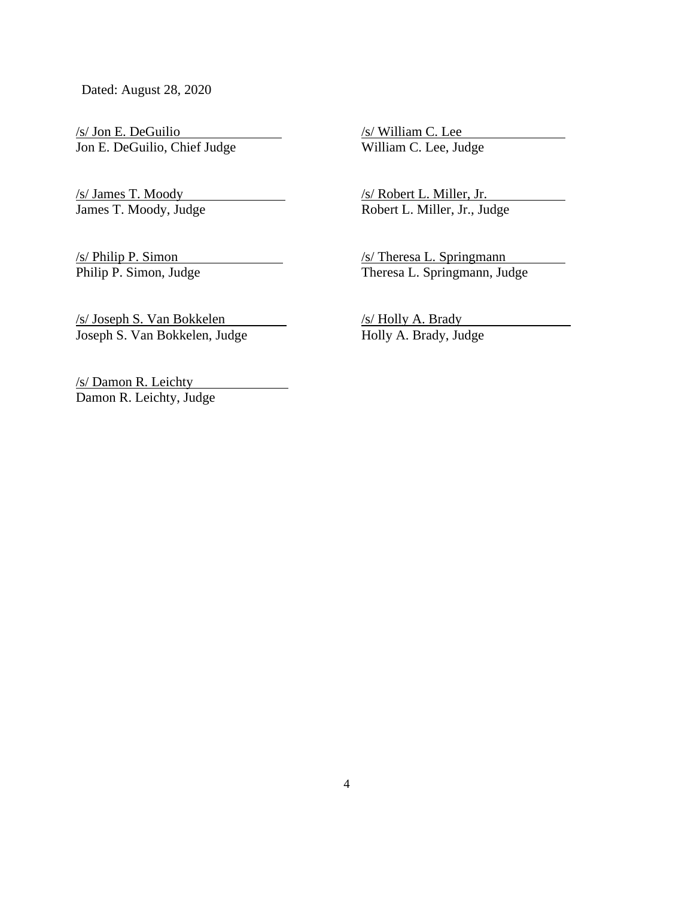Dated: August 28, 2020

/s/ Jon E. DeGuilio
Jon E. DeGuilio, Chief Judge

/s/ William C. Lee
William C. Lee, Judge

/s/ James T. Moody
James T. Moody, Judge

/s/ Robert L. Miller, Jr.
Robert L. Miller, Jr., Judge

/s/ Philip P. Simon
Philip P. Simon, Judge

/s/ Theresa L. Springmann
Theresa L. Springmann, Judge

/s/ Joseph S. Van Bokkelen
Joseph S. Van Bokkelen, Judge

/s/ Holly A. Brady
Holly A. Brady, Judge

/s/ Damon R. Leichty
Damon R. Leichty, Judge